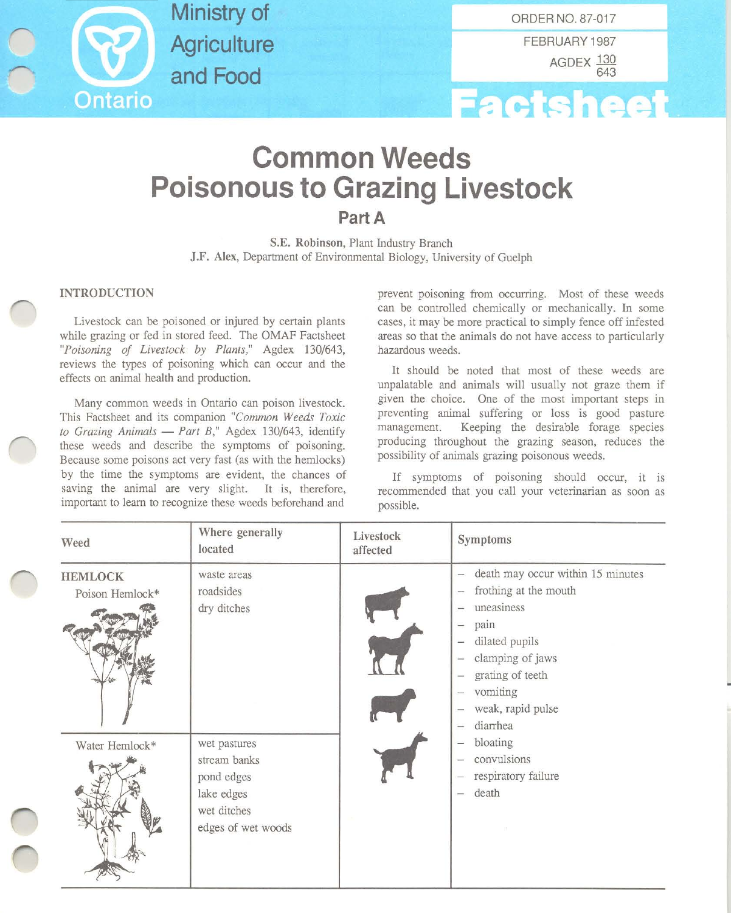Ministry of Agriculture and Food

Ontario

ORDER NO. 87-017

FEBRUARY 1987

AGDEX 130/643

Factsheet

# Common Weeds Poisonous to Grazing Livestock

## Part A

**S.E. Robinson**, Plant Industry Branch
**J.F. Alex**, Department of Environmental Biology, University of Guelph

### INTRODUCTION

Livestock can be poisoned or injured by certain plants while grazing or fed in stored feed. The OMAF Factsheet "*Poisoning of Livestock by Plants,*" Agdex 130/643, reviews the types of poisoning which can occur and the effects on animal health and production.

Many common weeds in Ontario can poison livestock. This Factsheet and its companion "*Common Weeds Toxic to Grazing Animals — Part B,*" Agdex 130/643, identify these weeds and describe the symptoms of poisoning. Because some poisons act very fast (as with the hemlocks) by the time the symptoms are evident, the chances of saving the animal are very slight. It is, therefore, important to learn to recognize these weeds beforehand and prevent poisoning from occurring. Most of these weeds can be controlled chemically or mechanically. In some cases, it may be more practical to simply fence off infested areas so that the animals do not have access to particularly hazardous weeds.

It should be noted that most of these weeds are unpalatable and animals will usually not graze them if given the choice. One of the most important steps in preventing animal suffering or loss is good pasture management. Keeping the desirable forage species producing throughout the grazing season, reduces the possibility of animals grazing poisonous weeds.

If symptoms of poisoning should occur, it is recommended that you call your veterinarian as soon as possible.

| Weed | Where generally located | Livestock affected | Symptoms |
|---|---|---|---|
| **HEMLOCK**<br>Poison Hemlock* | waste areas<br>roadsides<br>dry ditches | | – death may occur within 15 minutes<br>– frothing at the mouth<br>– uneasiness<br>– pain<br>– dilated pupils<br>– clamping of jaws<br>– grating of teeth<br>– vomiting<br>– weak, rapid pulse<br>– diarrhea<br>– bloating<br>– convulsions<br>– respiratory failure<br>– death |
| Water Hemlock* | wet pastures<br>stream banks<br>pond edges<br>lake edges<br>wet ditches<br>edges of wet woods | | |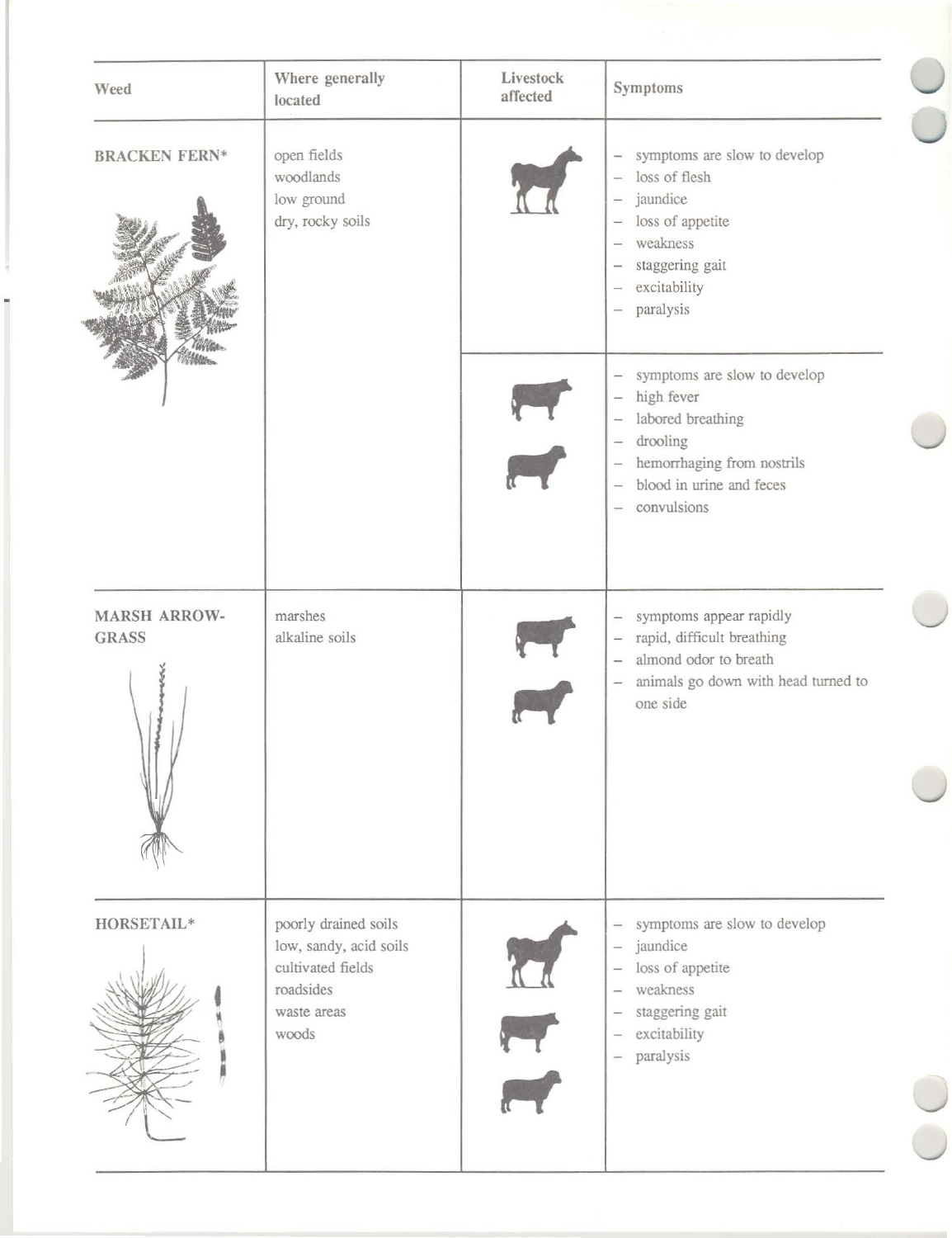| Weed | Where generally located | Livestock affected | Symptoms |
|---|---|---|---|
| **BRACKEN FERN*** | open fields<br>woodlands<br>low ground<br>dry, rocky soils | horse | – symptoms are slow to develop<br>– loss of flesh<br>– jaundice<br>– loss of appetite<br>– weakness<br>– staggering gait<br>– excitability<br>– paralysis |
| | | cattle<br>sheep | – symptoms are slow to develop<br>– high fever<br>– labored breathing<br>– drooling<br>– hemorrhaging from nostrils<br>– blood in urine and feces<br>– convulsions |
| **MARSH ARROW-GRASS** | marshes<br>alkaline soils | cattle<br>sheep | – symptoms appear rapidly<br>– rapid, difficult breathing<br>– almond odor to breath<br>– animals go down with head turned to one side |
| **HORSETAIL*** | poorly drained soils<br>low, sandy, acid soils<br>cultivated fields<br>roadsides<br>waste areas<br>woods | horse<br>cattle<br>sheep | – symptoms are slow to develop<br>– jaundice<br>– loss of appetite<br>– weakness<br>– staggering gait<br>– excitability<br>– paralysis |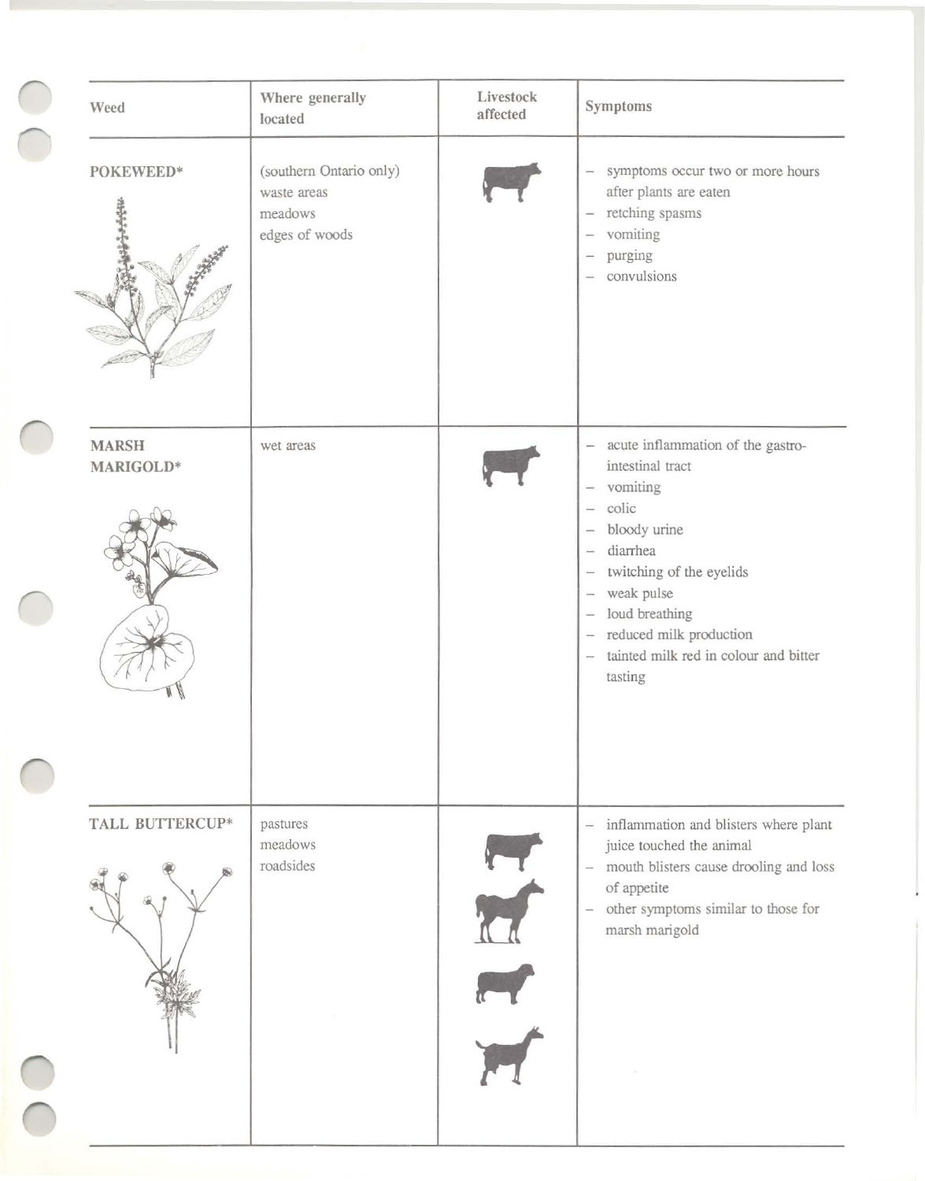| Weed | Where generally located | Livestock affected | Symptoms |
|---|---|---|---|
| POKEWEED* | (southern Ontario only)<br>waste areas<br>meadows<br>edges of woods | | – symptoms occur two or more hours after plants are eaten<br>– retching spasms<br>– vomiting<br>– purging<br>– convulsions |
| MARSH MARIGOLD* | wet areas | | – acute inflammation of the gastro-intestinal tract<br>– vomiting<br>– colic<br>– bloody urine<br>– diarrhea<br>– twitching of the eyelids<br>– weak pulse<br>– loud breathing<br>– reduced milk production<br>– tainted milk red in colour and bitter tasting |
| TALL BUTTERCUP* | pastures<br>meadows<br>roadsides | | – inflammation and blisters where plant juice touched the animal<br>– mouth blisters cause drooling and loss of appetite<br>– other symptoms similar to those for marsh marigold |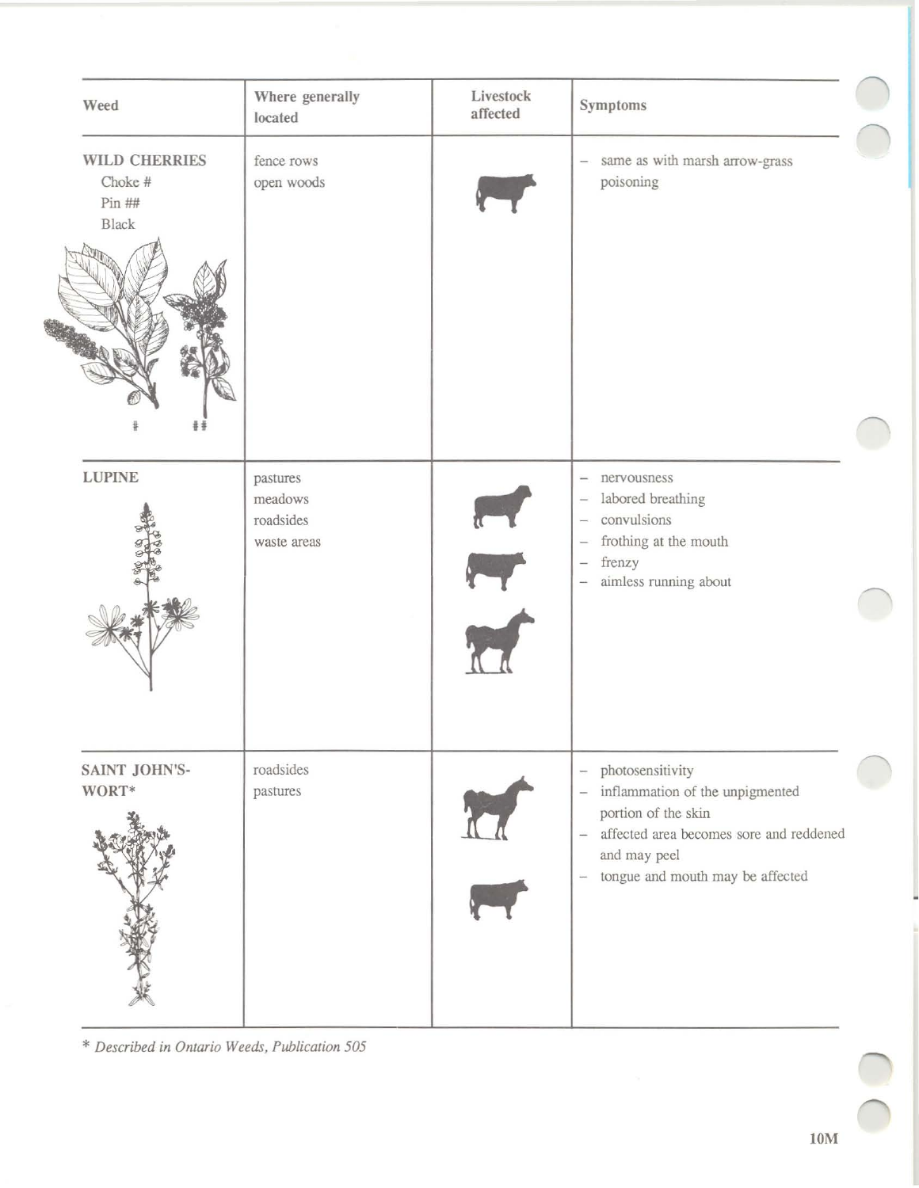| Weed | Where generally located | Livestock affected | Symptoms |
| --- | --- | --- | --- |
| **WILD CHERRIES**<br>Choke #<br>Pin ##<br>Black | fence rows<br>open woods | | – same as with marsh arrow-grass poisoning |
| **LUPINE** | pastures<br>meadows<br>roadsides<br>waste areas | | – nervousness<br>– labored breathing<br>– convulsions<br>– frothing at the mouth<br>– frenzy<br>– aimless running about |
| **SAINT JOHN'S-WORT*** | roadsides<br>pastures | | – photosensitivity<br>– inflammation of the unpigmented portion of the skin<br>– affected area becomes sore and reddened and may peel<br>– tongue and mouth may be affected |

*\* Described in Ontario Weeds, Publication 505*